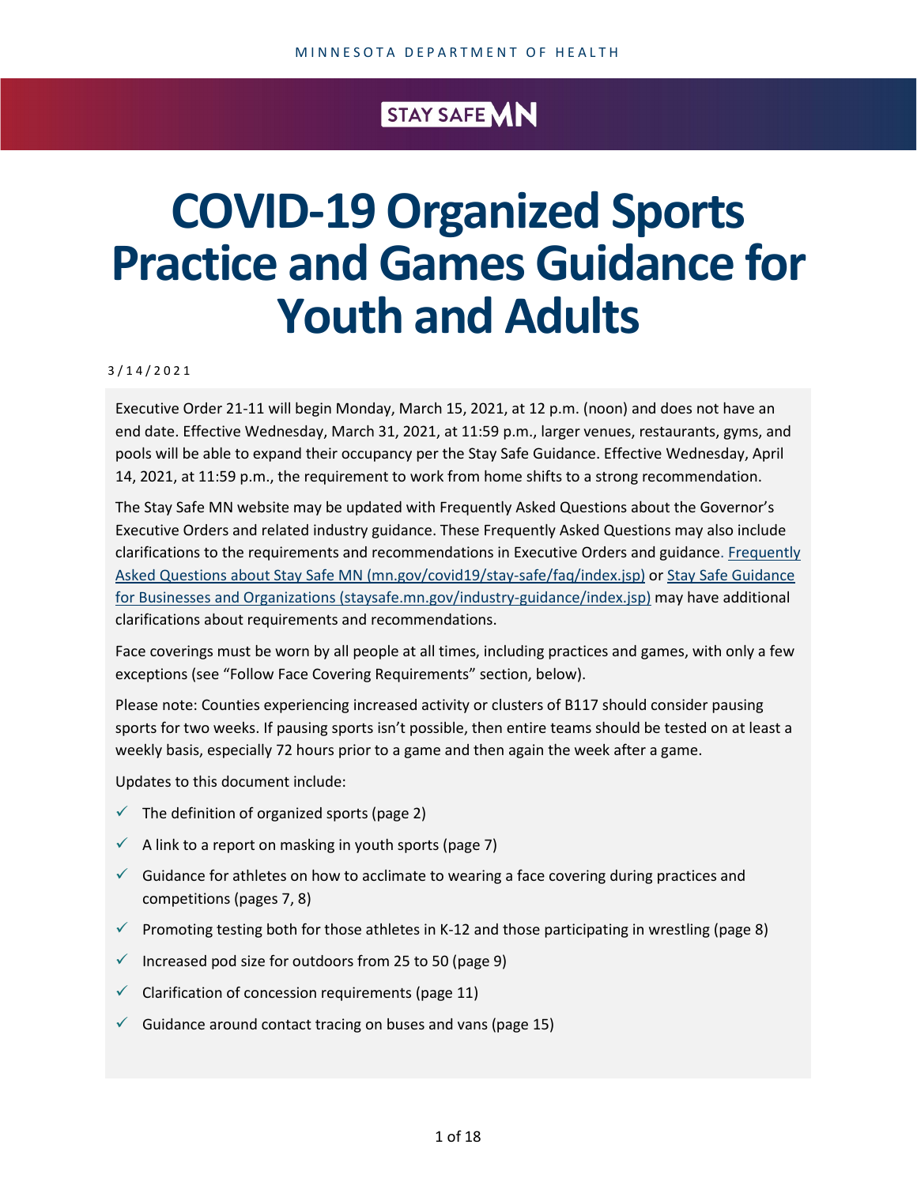MINNESOTA DEPARTMENT OF HEALTH

STAY SAFE MN

# COVID-19 Organized Sports Practice and Games Guidance for Youth and Adults

3/14/2021

Executive Order 21-11 will begin Monday, March 15, 2021, at 12 p.m. (noon) and does not have an end date. Effective Wednesday, March 31, 2021, at 11:59 p.m., larger venues, restaurants, gyms, and pools will be able to expand their occupancy per the Stay Safe Guidance. Effective Wednesday, April 14, 2021, at 11:59 p.m., the requirement to work from home shifts to a strong recommendation.

The Stay Safe MN website may be updated with Frequently Asked Questions about the Governor's Executive Orders and related industry guidance. These Frequently Asked Questions may also include clarifications to the requirements and recommendations in Executive Orders and guidance. [Frequently Asked Questions about Stay Safe MN (mn.gov/covid19/stay-safe/faq/index.jsp)](mn.gov/covid19/stay-safe/faq/index.jsp) or [Stay Safe Guidance for Businesses and Organizations (staysafe.mn.gov/industry-guidance/index.jsp)](staysafe.mn.gov/industry-guidance/index.jsp) may have additional clarifications about requirements and recommendations.

Face coverings must be worn by all people at all times, including practices and games, with only a few exceptions (see "Follow Face Covering Requirements" section, below).

Please note: Counties experiencing increased activity or clusters of B117 should consider pausing sports for two weeks. If pausing sports isn't possible, then entire teams should be tested on at least a weekly basis, especially 72 hours prior to a game and then again the week after a game.

Updates to this document include:

- ✓ The definition of organized sports (page 2)
- ✓ A link to a report on masking in youth sports (page 7)
- ✓ Guidance for athletes on how to acclimate to wearing a face covering during practices and competitions (pages 7, 8)
- ✓ Promoting testing both for those athletes in K-12 and those participating in wrestling (page 8)
- ✓ Increased pod size for outdoors from 25 to 50 (page 9)
- ✓ Clarification of concession requirements (page 11)
- ✓ Guidance around contact tracing on buses and vans (page 15)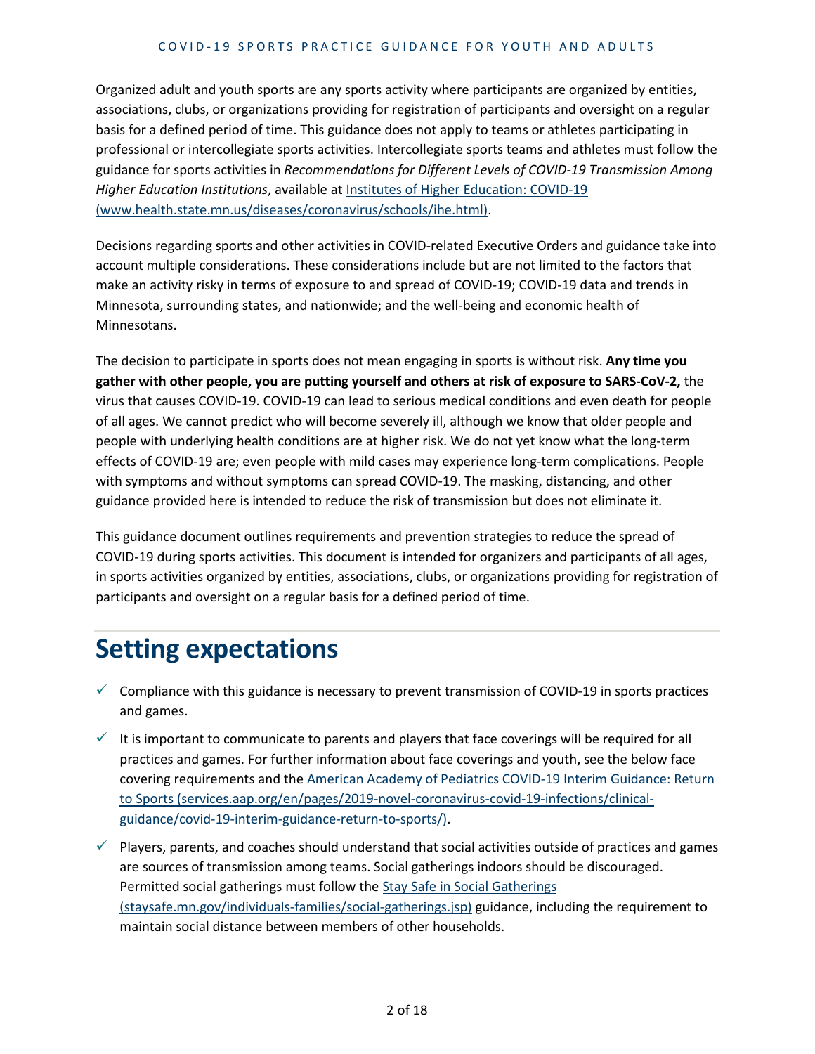Organized adult and youth sports are any sports activity where participants are organized by entities, associations, clubs, or organizations providing for registration of participants and oversight on a regular basis for a defined period of time. This guidance does not apply to teams or athletes participating in professional or intercollegiate sports activities. Intercollegiate sports teams and athletes must follow the guidance for sports activities in *Recommendations for Different Levels of COVID-19 Transmission Among Higher Education Institutions*, available at [Institutes of Higher Education: COVID-19 (www.health.state.mn.us/diseases/coronavirus/schools/ihe.html)](www.health.state.mn.us/diseases/coronavirus/schools/ihe.html).

Decisions regarding sports and other activities in COVID-related Executive Orders and guidance take into account multiple considerations. These considerations include but are not limited to the factors that make an activity risky in terms of exposure to and spread of COVID-19; COVID-19 data and trends in Minnesota, surrounding states, and nationwide; and the well-being and economic health of Minnesotans.

The decision to participate in sports does not mean engaging in sports is without risk. **Any time you gather with other people, you are putting yourself and others at risk of exposure to SARS-CoV-2,** the virus that causes COVID-19. COVID-19 can lead to serious medical conditions and even death for people of all ages. We cannot predict who will become severely ill, although we know that older people and people with underlying health conditions are at higher risk. We do not yet know what the long-term effects of COVID-19 are; even people with mild cases may experience long-term complications. People with symptoms and without symptoms can spread COVID-19. The masking, distancing, and other guidance provided here is intended to reduce the risk of transmission but does not eliminate it.

This guidance document outlines requirements and prevention strategies to reduce the spread of COVID-19 during sports activities. This document is intended for organizers and participants of all ages, in sports activities organized by entities, associations, clubs, or organizations providing for registration of participants and oversight on a regular basis for a defined period of time.

# Setting expectations

- ✓ Compliance with this guidance is necessary to prevent transmission of COVID-19 in sports practices and games.
- ✓ It is important to communicate to parents and players that face coverings will be required for all practices and games. For further information about face coverings and youth, see the below face covering requirements and the [American Academy of Pediatrics COVID-19 Interim Guidance: Return to Sports (services.aap.org/en/pages/2019-novel-coronavirus-covid-19-infections/clinical-guidance/covid-19-interim-guidance-return-to-sports/)](services.aap.org/en/pages/2019-novel-coronavirus-covid-19-infections/clinical-guidance/covid-19-interim-guidance-return-to-sports/).
- ✓ Players, parents, and coaches should understand that social activities outside of practices and games are sources of transmission among teams. Social gatherings indoors should be discouraged. Permitted social gatherings must follow the [Stay Safe in Social Gatherings (staysafe.mn.gov/individuals-families/social-gatherings.jsp)](staysafe.mn.gov/individuals-families/social-gatherings.jsp) guidance, including the requirement to maintain social distance between members of other households.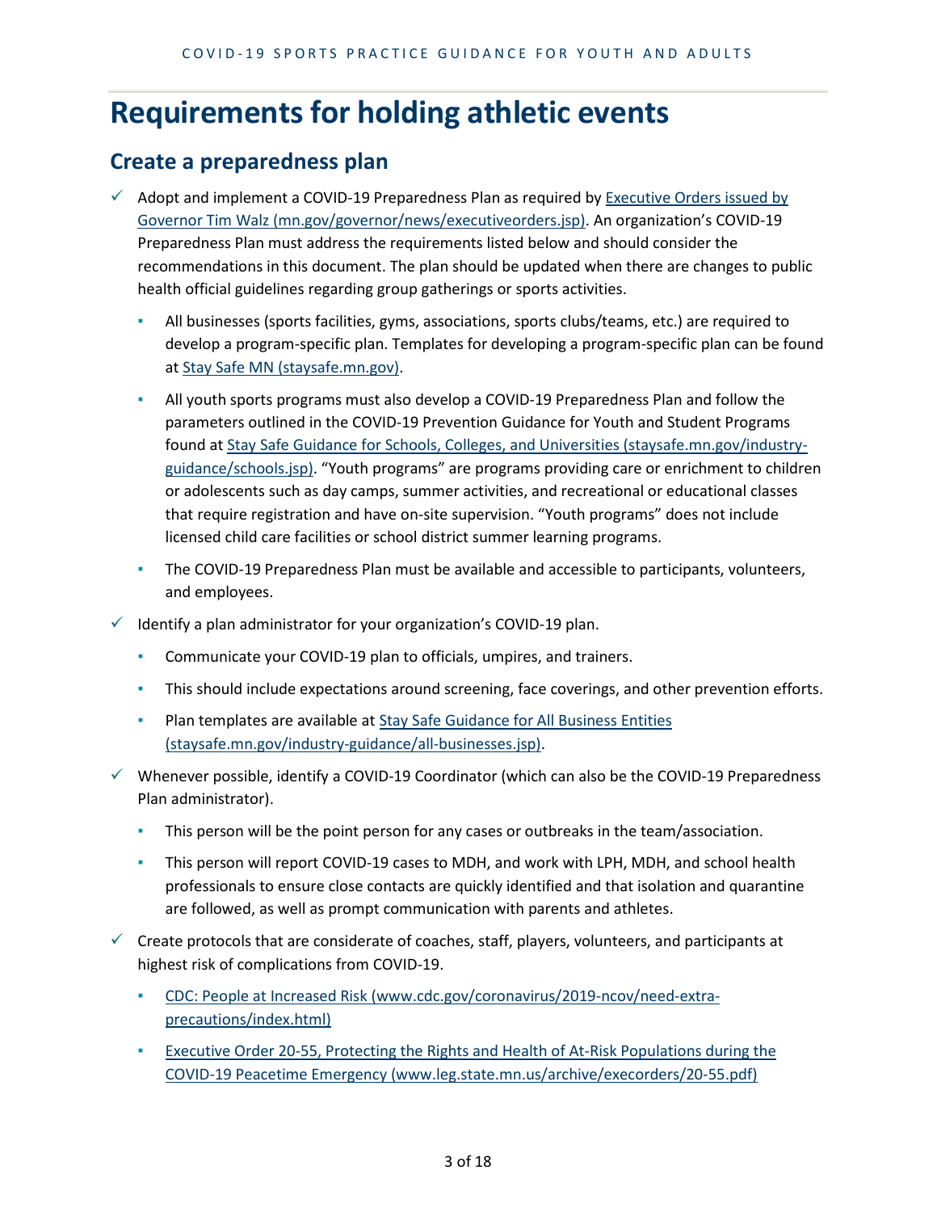# Requirements for holding athletic events

## Create a preparedness plan

- ✓ Adopt and implement a COVID-19 Preparedness Plan as required by [Executive Orders issued by Governor Tim Walz (mn.gov/governor/news/executiveorders.jsp)](mn.gov/governor/news/executiveorders.jsp). An organization's COVID-19 Preparedness Plan must address the requirements listed below and should consider the recommendations in this document. The plan should be updated when there are changes to public health official guidelines regarding group gatherings or sports activities.
  - All businesses (sports facilities, gyms, associations, sports clubs/teams, etc.) are required to develop a program-specific plan. Templates for developing a program-specific plan can be found at [Stay Safe MN (staysafe.mn.gov)](staysafe.mn.gov).
  - All youth sports programs must also develop a COVID-19 Preparedness Plan and follow the parameters outlined in the COVID-19 Prevention Guidance for Youth and Student Programs found at [Stay Safe Guidance for Schools, Colleges, and Universities (staysafe.mn.gov/industry-guidance/schools.jsp)](staysafe.mn.gov/industry-guidance/schools.jsp). "Youth programs" are programs providing care or enrichment to children or adolescents such as day camps, summer activities, and recreational or educational classes that require registration and have on-site supervision. "Youth programs" does not include licensed child care facilities or school district summer learning programs.
  - The COVID-19 Preparedness Plan must be available and accessible to participants, volunteers, and employees.
- ✓ Identify a plan administrator for your organization's COVID-19 plan.
  - Communicate your COVID-19 plan to officials, umpires, and trainers.
  - This should include expectations around screening, face coverings, and other prevention efforts.
  - Plan templates are available at [Stay Safe Guidance for All Business Entities (staysafe.mn.gov/industry-guidance/all-businesses.jsp)](staysafe.mn.gov/industry-guidance/all-businesses.jsp).
- ✓ Whenever possible, identify a COVID-19 Coordinator (which can also be the COVID-19 Preparedness Plan administrator).
  - This person will be the point person for any cases or outbreaks in the team/association.
  - This person will report COVID-19 cases to MDH, and work with LPH, MDH, and school health professionals to ensure close contacts are quickly identified and that isolation and quarantine are followed, as well as prompt communication with parents and athletes.
- ✓ Create protocols that are considerate of coaches, staff, players, volunteers, and participants at highest risk of complications from COVID-19.
  - [CDC: People at Increased Risk (www.cdc.gov/coronavirus/2019-ncov/need-extra-precautions/index.html)](www.cdc.gov/coronavirus/2019-ncov/need-extra-precautions/index.html)
  - [Executive Order 20-55, Protecting the Rights and Health of At-Risk Populations during the COVID-19 Peacetime Emergency (www.leg.state.mn.us/archive/execorders/20-55.pdf)](www.leg.state.mn.us/archive/execorders/20-55.pdf)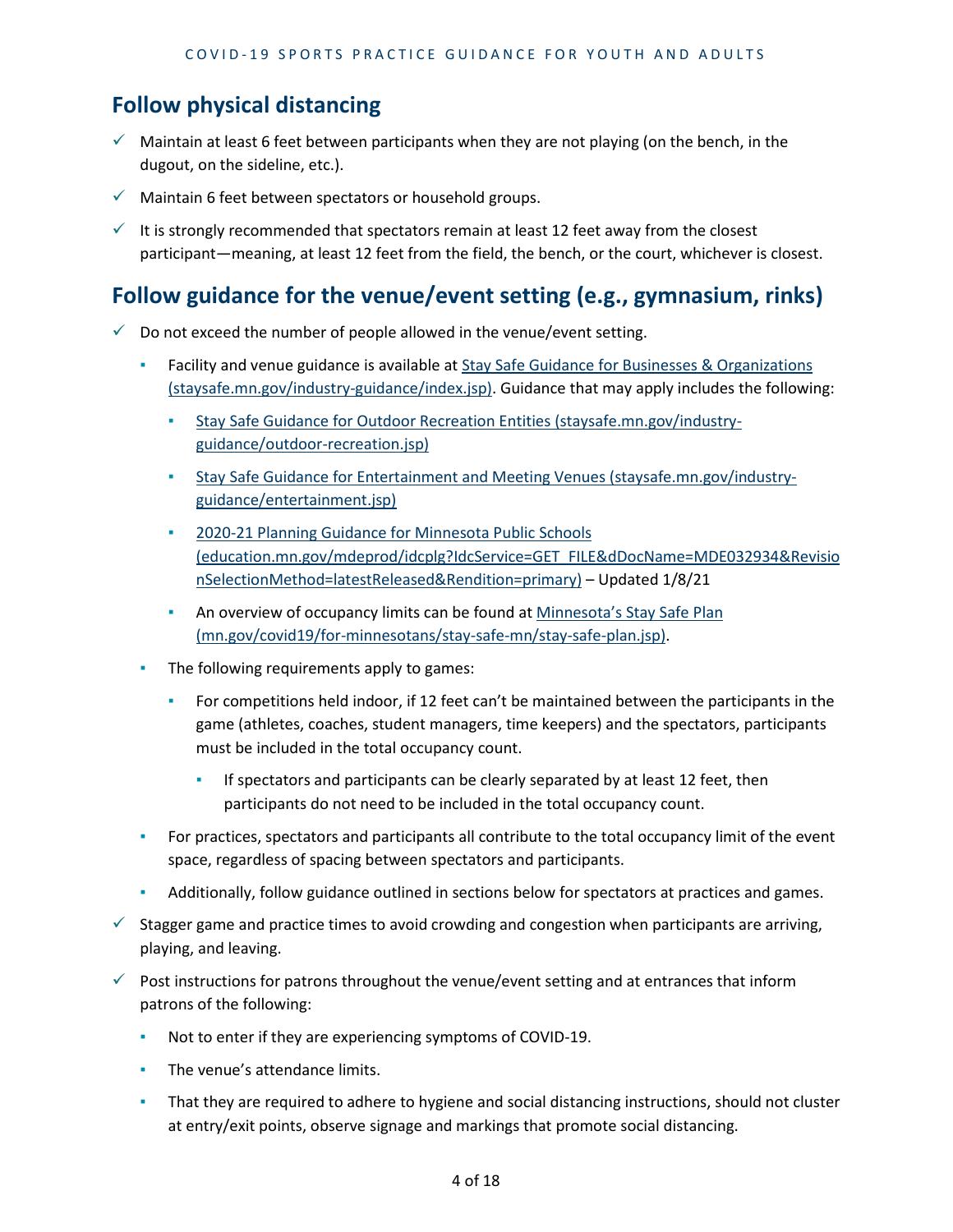## Follow physical distancing

- ✓ Maintain at least 6 feet between participants when they are not playing (on the bench, in the dugout, on the sideline, etc.).
- ✓ Maintain 6 feet between spectators or household groups.
- ✓ It is strongly recommended that spectators remain at least 12 feet away from the closest participant—meaning, at least 12 feet from the field, the bench, or the court, whichever is closest.

## Follow guidance for the venue/event setting (e.g., gymnasium, rinks)

- ✓ Do not exceed the number of people allowed in the venue/event setting.
  - Facility and venue guidance is available at [Stay Safe Guidance for Businesses & Organizations (staysafe.mn.gov/industry-guidance/index.jsp)](staysafe.mn.gov/industry-guidance/index.jsp). Guidance that may apply includes the following:
    - [Stay Safe Guidance for Outdoor Recreation Entities (staysafe.mn.gov/industry-guidance/outdoor-recreation.jsp)](staysafe.mn.gov/industry-guidance/outdoor-recreation.jsp)
    - [Stay Safe Guidance for Entertainment and Meeting Venues (staysafe.mn.gov/industry-guidance/entertainment.jsp)](staysafe.mn.gov/industry-guidance/entertainment.jsp)
    - [2020-21 Planning Guidance for Minnesota Public Schools (education.mn.gov/mdeprod/idcplg?IdcService=GET_FILE&dDocName=MDE032934&RevisionSelectionMethod=latestReleased&Rendition=primary)](education.mn.gov/mdeprod/idcplg?IdcService=GET_FILE&dDocName=MDE032934&RevisionSelectionMethod=latestReleased&Rendition=primary) – Updated 1/8/21
    - An overview of occupancy limits can be found at [Minnesota's Stay Safe Plan (mn.gov/covid19/for-minnesotans/stay-safe-mn/stay-safe-plan.jsp)](mn.gov/covid19/for-minnesotans/stay-safe-mn/stay-safe-plan.jsp).
  - The following requirements apply to games:
    - For competitions held indoor, if 12 feet can't be maintained between the participants in the game (athletes, coaches, student managers, time keepers) and the spectators, participants must be included in the total occupancy count.
      - If spectators and participants can be clearly separated by at least 12 feet, then participants do not need to be included in the total occupancy count.
  - For practices, spectators and participants all contribute to the total occupancy limit of the event space, regardless of spacing between spectators and participants.
  - Additionally, follow guidance outlined in sections below for spectators at practices and games.
- ✓ Stagger game and practice times to avoid crowding and congestion when participants are arriving, playing, and leaving.
- ✓ Post instructions for patrons throughout the venue/event setting and at entrances that inform patrons of the following:
  - Not to enter if they are experiencing symptoms of COVID-19.
  - The venue's attendance limits.
  - That they are required to adhere to hygiene and social distancing instructions, should not cluster at entry/exit points, observe signage and markings that promote social distancing.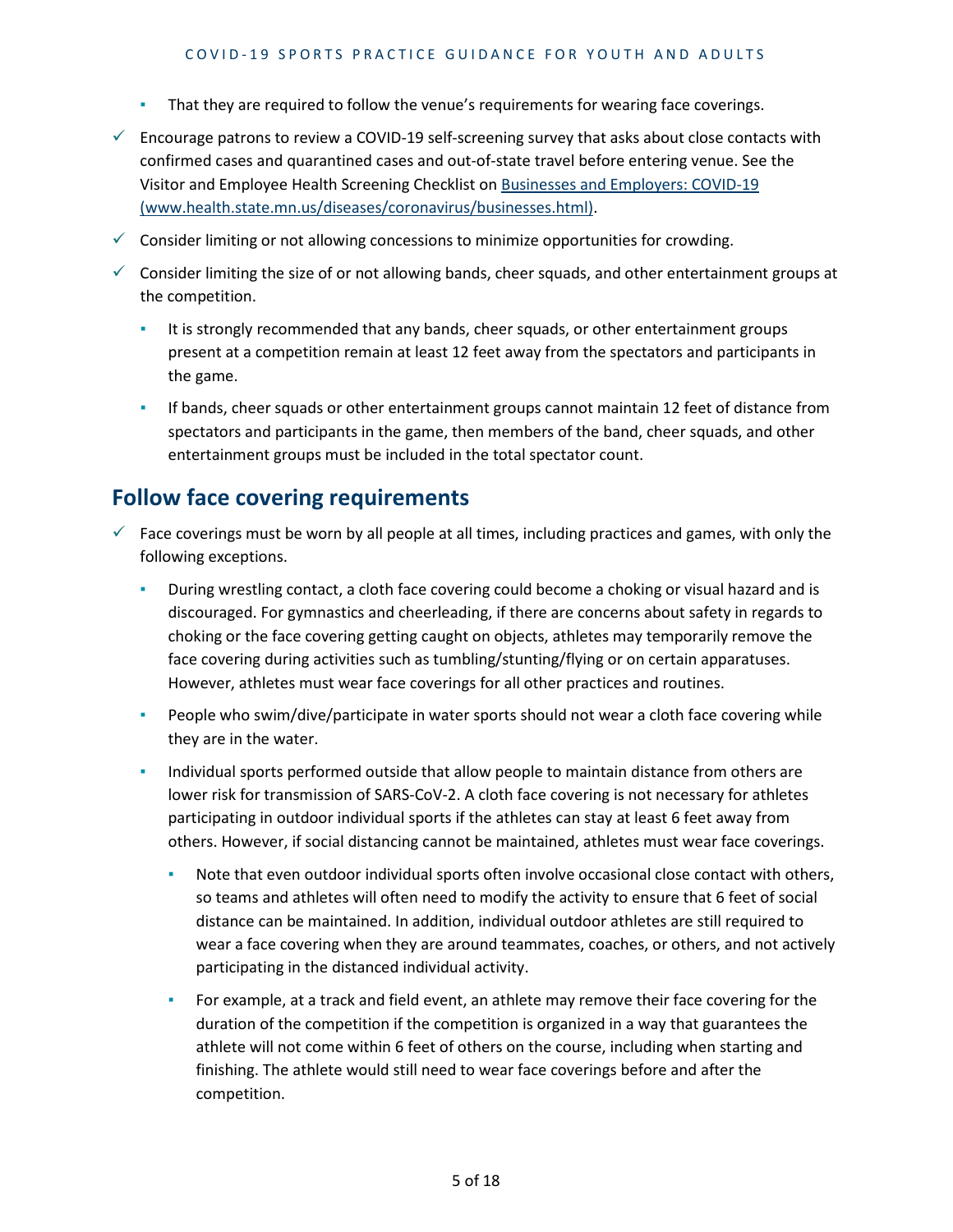- That they are required to follow the venue's requirements for wearing face coverings.

- ✓ Encourage patrons to review a COVID-19 self-screening survey that asks about close contacts with confirmed cases and quarantined cases and out-of-state travel before entering venue. See the Visitor and Employee Health Screening Checklist on [Businesses and Employers: COVID-19 (www.health.state.mn.us/diseases/coronavirus/businesses.html)](www.health.state.mn.us/diseases/coronavirus/businesses.html).
- ✓ Consider limiting or not allowing concessions to minimize opportunities for crowding.
- ✓ Consider limiting the size of or not allowing bands, cheer squads, and other entertainment groups at the competition.
  - It is strongly recommended that any bands, cheer squads, or other entertainment groups present at a competition remain at least 12 feet away from the spectators and participants in the game.
  - If bands, cheer squads or other entertainment groups cannot maintain 12 feet of distance from spectators and participants in the game, then members of the band, cheer squads, and other entertainment groups must be included in the total spectator count.

## Follow face covering requirements

- ✓ Face coverings must be worn by all people at all times, including practices and games, with only the following exceptions.
  - During wrestling contact, a cloth face covering could become a choking or visual hazard and is discouraged. For gymnastics and cheerleading, if there are concerns about safety in regards to choking or the face covering getting caught on objects, athletes may temporarily remove the face covering during activities such as tumbling/stunting/flying or on certain apparatuses. However, athletes must wear face coverings for all other practices and routines.
  - People who swim/dive/participate in water sports should not wear a cloth face covering while they are in the water.
  - Individual sports performed outside that allow people to maintain distance from others are lower risk for transmission of SARS-CoV-2. A cloth face covering is not necessary for athletes participating in outdoor individual sports if the athletes can stay at least 6 feet away from others. However, if social distancing cannot be maintained, athletes must wear face coverings.
    - Note that even outdoor individual sports often involve occasional close contact with others, so teams and athletes will often need to modify the activity to ensure that 6 feet of social distance can be maintained. In addition, individual outdoor athletes are still required to wear a face covering when they are around teammates, coaches, or others, and not actively participating in the distanced individual activity.
    - For example, at a track and field event, an athlete may remove their face covering for the duration of the competition if the competition is organized in a way that guarantees the athlete will not come within 6 feet of others on the course, including when starting and finishing. The athlete would still need to wear face coverings before and after the competition.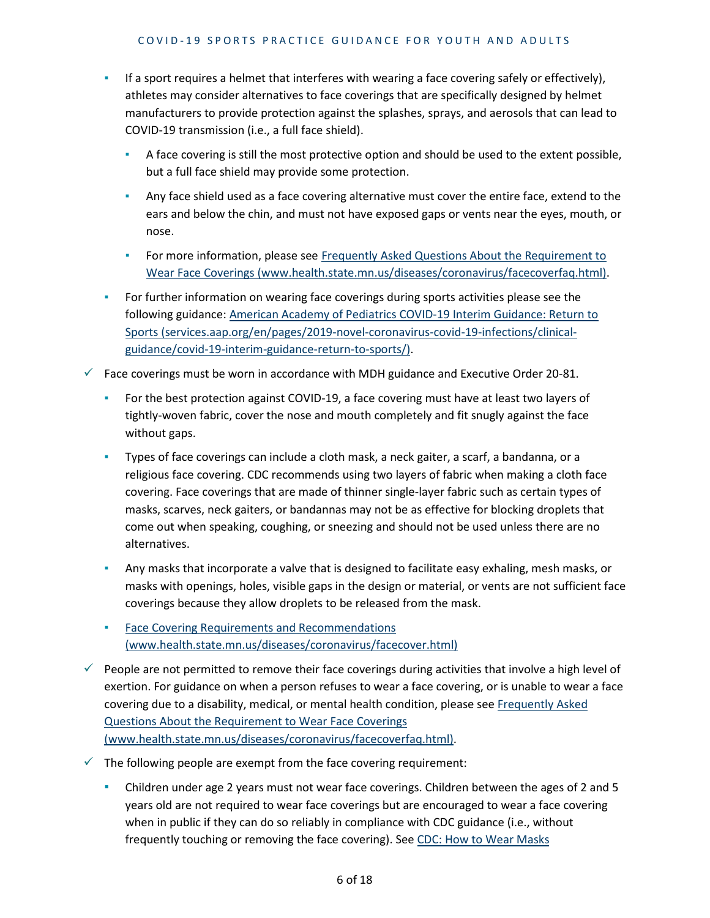- If a sport requires a helmet that interferes with wearing a face covering safely or effectively), athletes may consider alternatives to face coverings that are specifically designed by helmet manufacturers to provide protection against the splashes, sprays, and aerosols that can lead to COVID-19 transmission (i.e., a full face shield).
  - A face covering is still the most protective option and should be used to the extent possible, but a full face shield may provide some protection.
  - Any face shield used as a face covering alternative must cover the entire face, extend to the ears and below the chin, and must not have exposed gaps or vents near the eyes, mouth, or nose.
  - For more information, please see [Frequently Asked Questions About the Requirement to Wear Face Coverings (www.health.state.mn.us/diseases/coronavirus/facecoverfaq.html)](www.health.state.mn.us/diseases/coronavirus/facecoverfaq.html).
- For further information on wearing face coverings during sports activities please see the following guidance: [American Academy of Pediatrics COVID-19 Interim Guidance: Return to Sports (services.aap.org/en/pages/2019-novel-coronavirus-covid-19-infections/clinical-guidance/covid-19-interim-guidance-return-to-sports/)](services.aap.org/en/pages/2019-novel-coronavirus-covid-19-infections/clinical-guidance/covid-19-interim-guidance-return-to-sports/).

✓ Face coverings must be worn in accordance with MDH guidance and Executive Order 20-81.

- For the best protection against COVID-19, a face covering must have at least two layers of tightly-woven fabric, cover the nose and mouth completely and fit snugly against the face without gaps.
- Types of face coverings can include a cloth mask, a neck gaiter, a scarf, a bandanna, or a religious face covering. CDC recommends using two layers of fabric when making a cloth face covering. Face coverings that are made of thinner single-layer fabric such as certain types of masks, scarves, neck gaiters, or bandannas may not be as effective for blocking droplets that come out when speaking, coughing, or sneezing and should not be used unless there are no alternatives.
- Any masks that incorporate a valve that is designed to facilitate easy exhaling, mesh masks, or masks with openings, holes, visible gaps in the design or material, or vents are not sufficient face coverings because they allow droplets to be released from the mask.
- [Face Covering Requirements and Recommendations (www.health.state.mn.us/diseases/coronavirus/facecover.html)](www.health.state.mn.us/diseases/coronavirus/facecover.html)

✓ People are not permitted to remove their face coverings during activities that involve a high level of exertion. For guidance on when a person refuses to wear a face covering, or is unable to wear a face covering due to a disability, medical, or mental health condition, please see [Frequently Asked Questions About the Requirement to Wear Face Coverings (www.health.state.mn.us/diseases/coronavirus/facecoverfaq.html)](www.health.state.mn.us/diseases/coronavirus/facecoverfaq.html).

✓ The following people are exempt from the face covering requirement:

- Children under age 2 years must not wear face coverings. Children between the ages of 2 and 5 years old are not required to wear face coverings but are encouraged to wear a face covering when in public if they can do so reliably in compliance with CDC guidance (i.e., without frequently touching or removing the face covering). See CDC: How to Wear Masks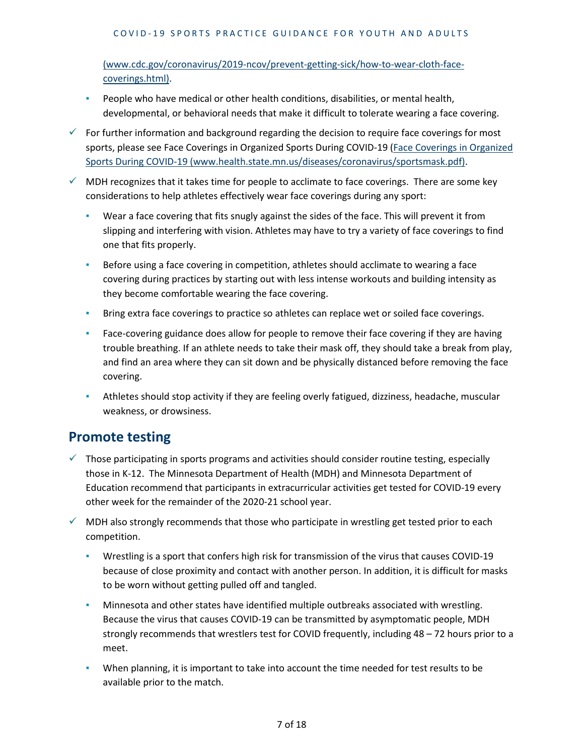[(www.cdc.gov/coronavirus/2019-ncov/prevent-getting-sick/how-to-wear-cloth-face-coverings.html)](www.cdc.gov/coronavirus/2019-ncov/prevent-getting-sick/how-to-wear-cloth-face-coverings.html).

  - People who have medical or other health conditions, disabilities, or mental health, developmental, or behavioral needs that make it difficult to tolerate wearing a face covering.

- ✓ For further information and background regarding the decision to require face coverings for most sports, please see Face Coverings in Organized Sports During COVID-19 ([Face Coverings in Organized Sports During COVID-19 (www.health.state.mn.us/diseases/coronavirus/sportsmask.pdf)](www.health.state.mn.us/diseases/coronavirus/sportsmask.pdf)).
- ✓ MDH recognizes that it takes time for people to acclimate to face coverings. There are some key considerations to help athletes effectively wear face coverings during any sport:
  - Wear a face covering that fits snugly against the sides of the face. This will prevent it from slipping and interfering with vision. Athletes may have to try a variety of face coverings to find one that fits properly.
  - Before using a face covering in competition, athletes should acclimate to wearing a face covering during practices by starting out with less intense workouts and building intensity as they become comfortable wearing the face covering.
  - Bring extra face coverings to practice so athletes can replace wet or soiled face coverings.
  - Face-covering guidance does allow for people to remove their face covering if they are having trouble breathing. If an athlete needs to take their mask off, they should take a break from play, and find an area where they can sit down and be physically distanced before removing the face covering.
  - Athletes should stop activity if they are feeling overly fatigued, dizziness, headache, muscular weakness, or drowsiness.

## Promote testing

- ✓ Those participating in sports programs and activities should consider routine testing, especially those in K-12. The Minnesota Department of Health (MDH) and Minnesota Department of Education recommend that participants in extracurricular activities get tested for COVID-19 every other week for the remainder of the 2020-21 school year.
- ✓ MDH also strongly recommends that those who participate in wrestling get tested prior to each competition.
  - Wrestling is a sport that confers high risk for transmission of the virus that causes COVID-19 because of close proximity and contact with another person. In addition, it is difficult for masks to be worn without getting pulled off and tangled.
  - Minnesota and other states have identified multiple outbreaks associated with wrestling. Because the virus that causes COVID-19 can be transmitted by asymptomatic people, MDH strongly recommends that wrestlers test for COVID frequently, including 48 – 72 hours prior to a meet.
  - When planning, it is important to take into account the time needed for test results to be available prior to the match.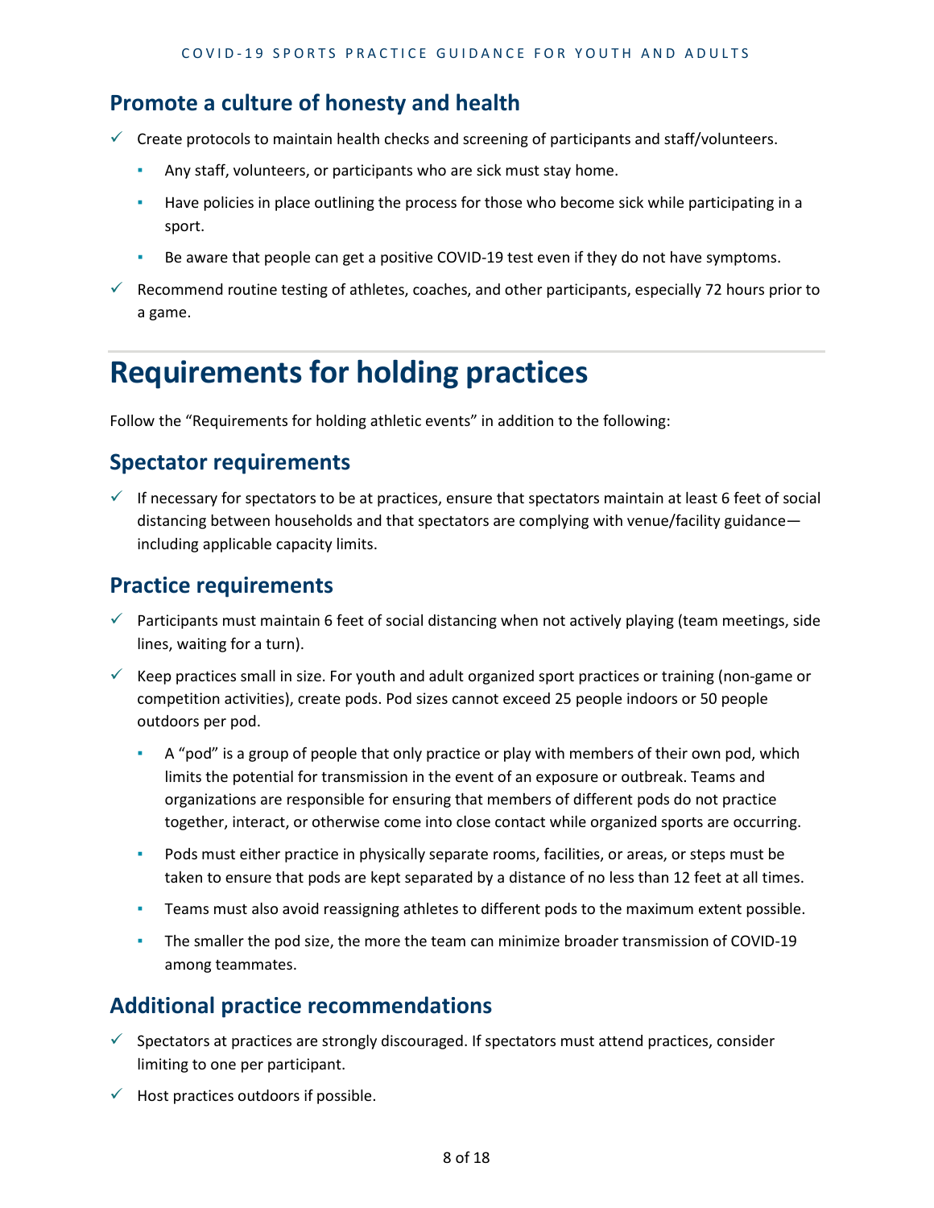## Promote a culture of honesty and health

- ✓ Create protocols to maintain health checks and screening of participants and staff/volunteers.
  - Any staff, volunteers, or participants who are sick must stay home.
  - Have policies in place outlining the process for those who become sick while participating in a sport.
  - Be aware that people can get a positive COVID-19 test even if they do not have symptoms.
- ✓ Recommend routine testing of athletes, coaches, and other participants, especially 72 hours prior to a game.

# Requirements for holding practices

Follow the "Requirements for holding athletic events" in addition to the following:

## Spectator requirements

- ✓ If necessary for spectators to be at practices, ensure that spectators maintain at least 6 feet of social distancing between households and that spectators are complying with venue/facility guidance—including applicable capacity limits.

## Practice requirements

- ✓ Participants must maintain 6 feet of social distancing when not actively playing (team meetings, side lines, waiting for a turn).
- ✓ Keep practices small in size. For youth and adult organized sport practices or training (non-game or competition activities), create pods. Pod sizes cannot exceed 25 people indoors or 50 people outdoors per pod.
  - A "pod" is a group of people that only practice or play with members of their own pod, which limits the potential for transmission in the event of an exposure or outbreak. Teams and organizations are responsible for ensuring that members of different pods do not practice together, interact, or otherwise come into close contact while organized sports are occurring.
  - Pods must either practice in physically separate rooms, facilities, or areas, or steps must be taken to ensure that pods are kept separated by a distance of no less than 12 feet at all times.
  - Teams must also avoid reassigning athletes to different pods to the maximum extent possible.
  - The smaller the pod size, the more the team can minimize broader transmission of COVID-19 among teammates.

## Additional practice recommendations

- ✓ Spectators at practices are strongly discouraged. If spectators must attend practices, consider limiting to one per participant.
- ✓ Host practices outdoors if possible.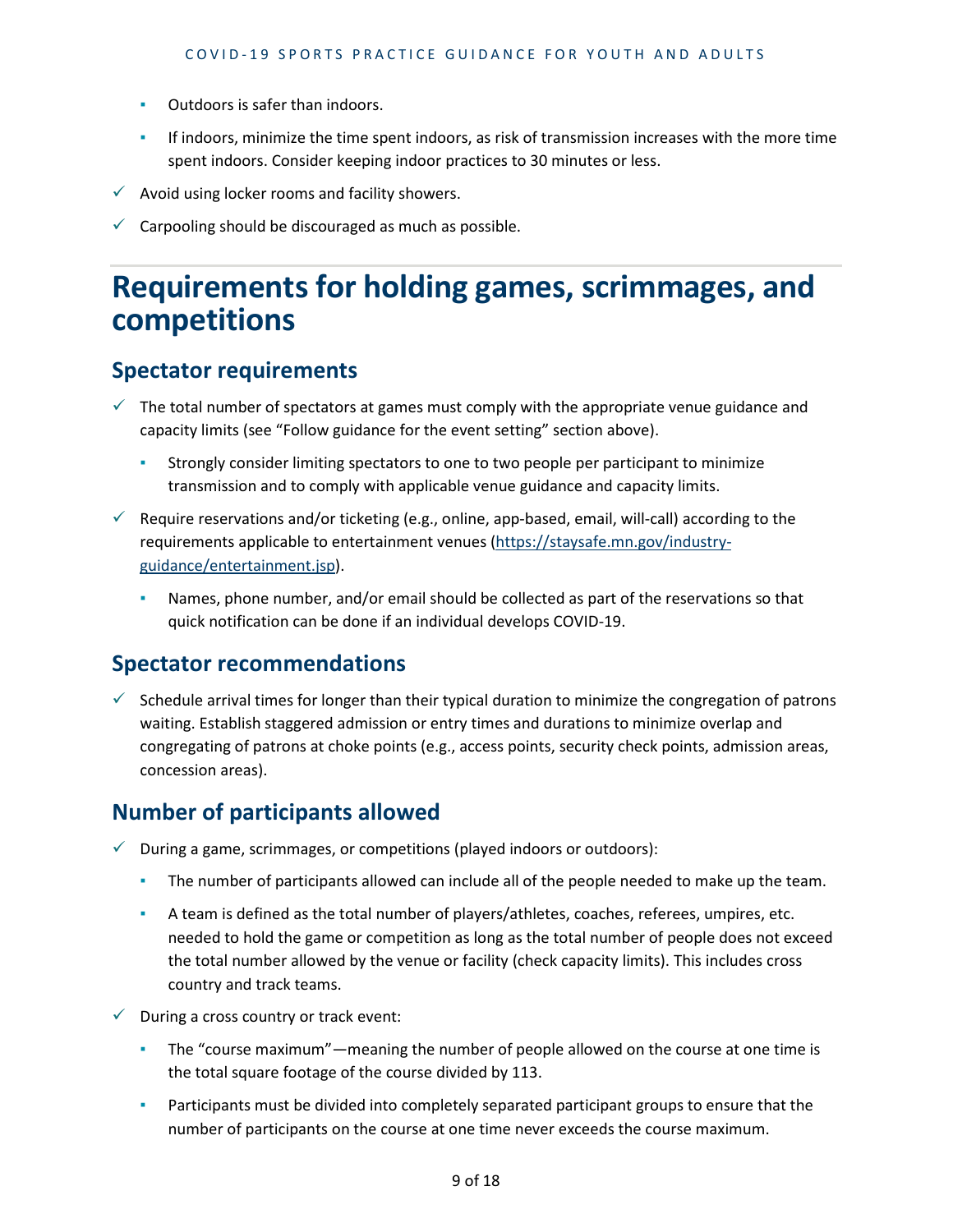- Outdoors is safer than indoors.
- If indoors, minimize the time spent indoors, as risk of transmission increases with the more time spent indoors. Consider keeping indoor practices to 30 minutes or less.

✓ Avoid using locker rooms and facility showers.

✓ Carpooling should be discouraged as much as possible.

# Requirements for holding games, scrimmages, and competitions

## Spectator requirements

✓ The total number of spectators at games must comply with the appropriate venue guidance and capacity limits (see "Follow guidance for the event setting" section above).

- Strongly consider limiting spectators to one to two people per participant to minimize transmission and to comply with applicable venue guidance and capacity limits.

✓ Require reservations and/or ticketing (e.g., online, app-based, email, will-call) according to the requirements applicable to entertainment venues ([https://staysafe.mn.gov/industry-guidance/entertainment.jsp](https://staysafe.mn.gov/industry-guidance/entertainment.jsp)).

- Names, phone number, and/or email should be collected as part of the reservations so that quick notification can be done if an individual develops COVID-19.

## Spectator recommendations

✓ Schedule arrival times for longer than their typical duration to minimize the congregation of patrons waiting. Establish staggered admission or entry times and durations to minimize overlap and congregating of patrons at choke points (e.g., access points, security check points, admission areas, concession areas).

## Number of participants allowed

✓ During a game, scrimmages, or competitions (played indoors or outdoors):

- The number of participants allowed can include all of the people needed to make up the team.
- A team is defined as the total number of players/athletes, coaches, referees, umpires, etc. needed to hold the game or competition as long as the total number of people does not exceed the total number allowed by the venue or facility (check capacity limits). This includes cross country and track teams.

✓ During a cross country or track event:

- The "course maximum"—meaning the number of people allowed on the course at one time is the total square footage of the course divided by 113.
- Participants must be divided into completely separated participant groups to ensure that the number of participants on the course at one time never exceeds the course maximum.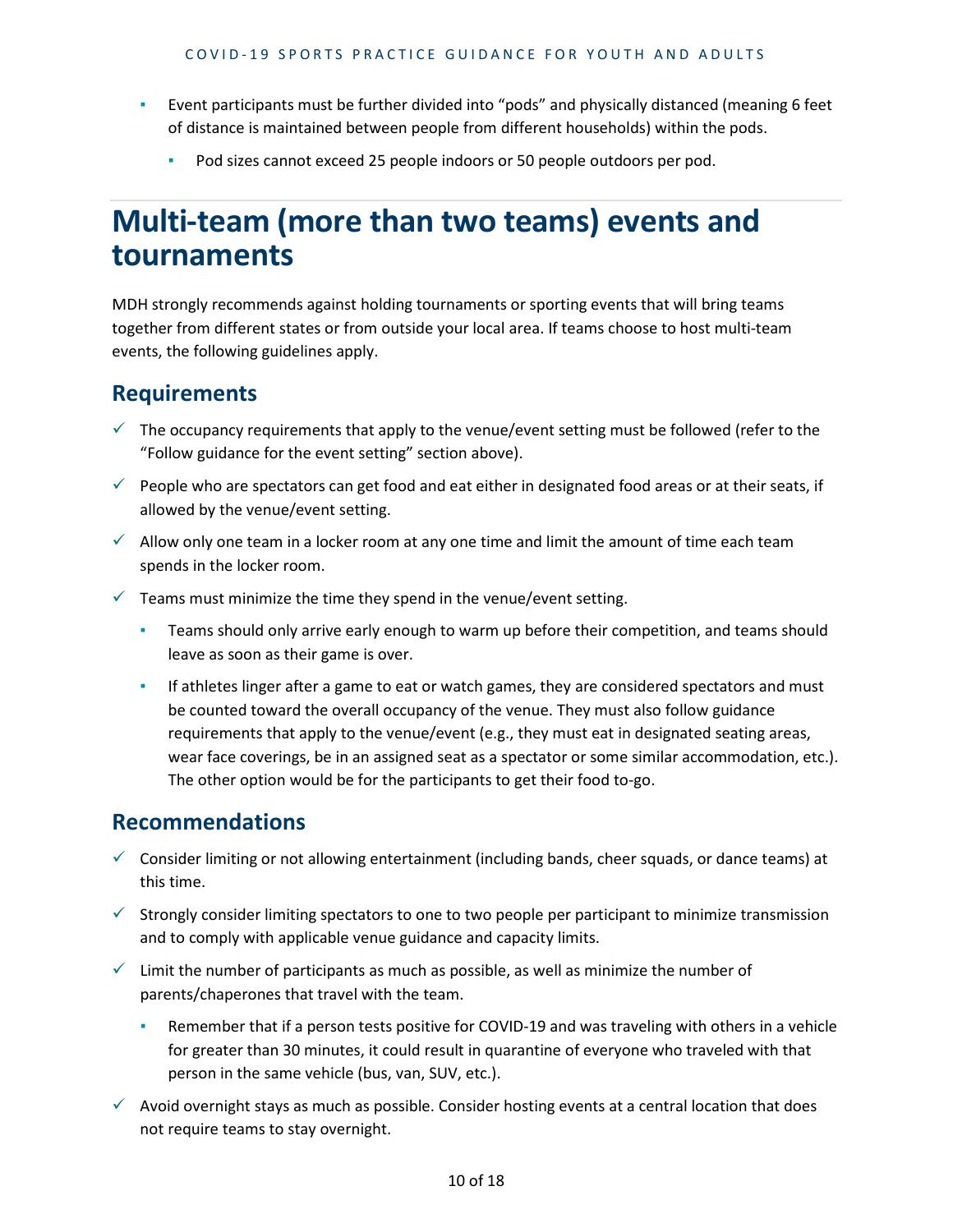- Event participants must be further divided into "pods" and physically distanced (meaning 6 feet of distance is maintained between people from different households) within the pods.
  - Pod sizes cannot exceed 25 people indoors or 50 people outdoors per pod.

# Multi-team (more than two teams) events and tournaments

MDH strongly recommends against holding tournaments or sporting events that will bring teams together from different states or from outside your local area. If teams choose to host multi-team events, the following guidelines apply.

## Requirements

- ✓ The occupancy requirements that apply to the venue/event setting must be followed (refer to the "Follow guidance for the event setting" section above).
- ✓ People who are spectators can get food and eat either in designated food areas or at their seats, if allowed by the venue/event setting.
- ✓ Allow only one team in a locker room at any one time and limit the amount of time each team spends in the locker room.
- ✓ Teams must minimize the time they spend in the venue/event setting.
  - Teams should only arrive early enough to warm up before their competition, and teams should leave as soon as their game is over.
  - If athletes linger after a game to eat or watch games, they are considered spectators and must be counted toward the overall occupancy of the venue. They must also follow guidance requirements that apply to the venue/event (e.g., they must eat in designated seating areas, wear face coverings, be in an assigned seat as a spectator or some similar accommodation, etc.). The other option would be for the participants to get their food to-go.

## Recommendations

- ✓ Consider limiting or not allowing entertainment (including bands, cheer squads, or dance teams) at this time.
- ✓ Strongly consider limiting spectators to one to two people per participant to minimize transmission and to comply with applicable venue guidance and capacity limits.
- ✓ Limit the number of participants as much as possible, as well as minimize the number of parents/chaperones that travel with the team.
  - Remember that if a person tests positive for COVID-19 and was traveling with others in a vehicle for greater than 30 minutes, it could result in quarantine of everyone who traveled with that person in the same vehicle (bus, van, SUV, etc.).
- ✓ Avoid overnight stays as much as possible. Consider hosting events at a central location that does not require teams to stay overnight.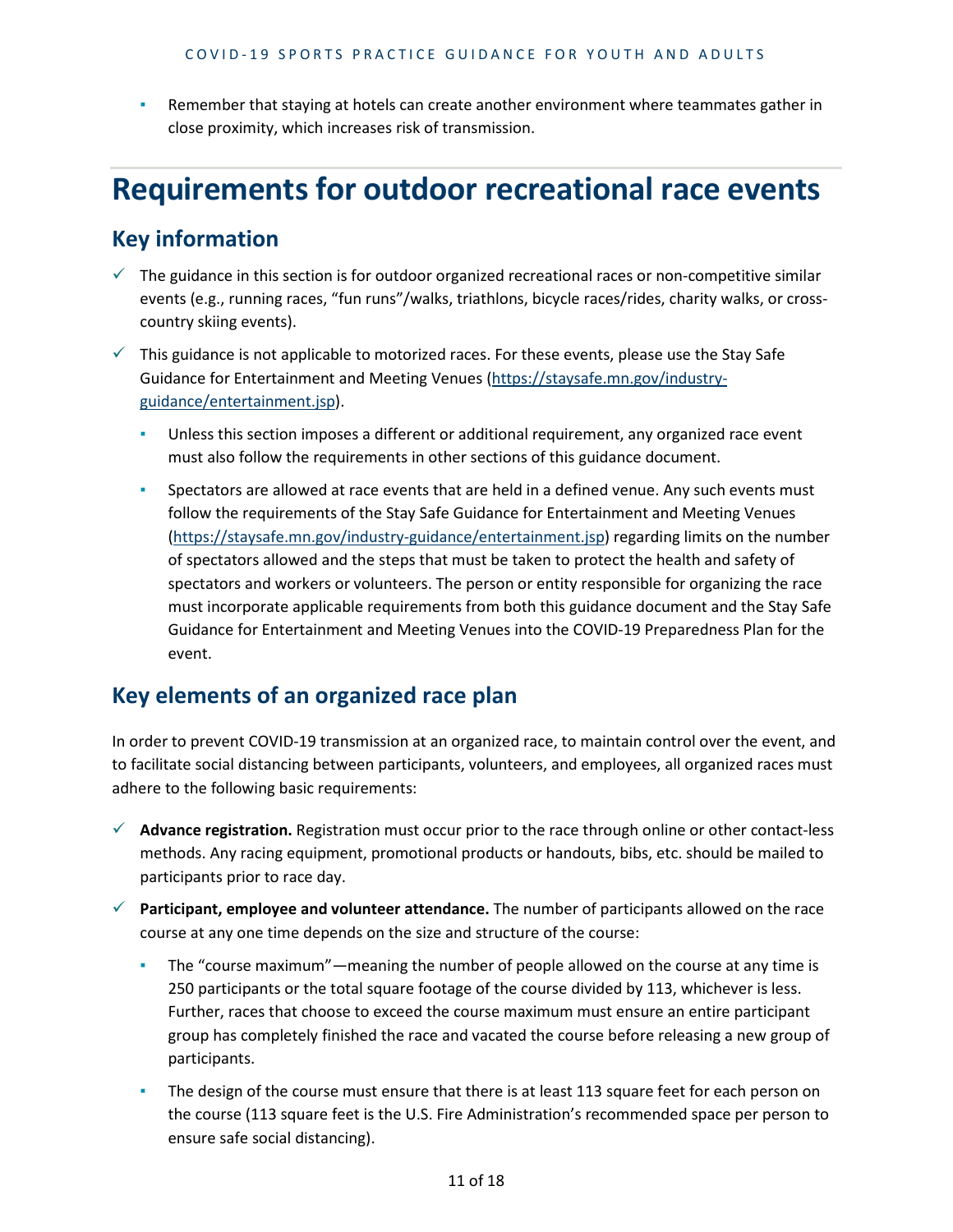- Remember that staying at hotels can create another environment where teammates gather in close proximity, which increases risk of transmission.

# Requirements for outdoor recreational race events

## Key information

- ✓ The guidance in this section is for outdoor organized recreational races or non-competitive similar events (e.g., running races, “fun runs”/walks, triathlons, bicycle races/rides, charity walks, or cross-country skiing events).
- ✓ This guidance is not applicable to motorized races. For these events, please use the Stay Safe Guidance for Entertainment and Meeting Venues (https://staysafe.mn.gov/industry-guidance/entertainment.jsp).
  - Unless this section imposes a different or additional requirement, any organized race event must also follow the requirements in other sections of this guidance document.
  - Spectators are allowed at race events that are held in a defined venue. Any such events must follow the requirements of the Stay Safe Guidance for Entertainment and Meeting Venues (https://staysafe.mn.gov/industry-guidance/entertainment.jsp) regarding limits on the number of spectators allowed and the steps that must be taken to protect the health and safety of spectators and workers or volunteers. The person or entity responsible for organizing the race must incorporate applicable requirements from both this guidance document and the Stay Safe Guidance for Entertainment and Meeting Venues into the COVID-19 Preparedness Plan for the event.

## Key elements of an organized race plan

In order to prevent COVID-19 transmission at an organized race, to maintain control over the event, and to facilitate social distancing between participants, volunteers, and employees, all organized races must adhere to the following basic requirements:

- ✓ **Advance registration.** Registration must occur prior to the race through online or other contact-less methods. Any racing equipment, promotional products or handouts, bibs, etc. should be mailed to participants prior to race day.
- ✓ **Participant, employee and volunteer attendance.** The number of participants allowed on the race course at any one time depends on the size and structure of the course:
  - The “course maximum”—meaning the number of people allowed on the course at any time is 250 participants or the total square footage of the course divided by 113, whichever is less. Further, races that choose to exceed the course maximum must ensure an entire participant group has completely finished the race and vacated the course before releasing a new group of participants.
  - The design of the course must ensure that there is at least 113 square feet for each person on the course (113 square feet is the U.S. Fire Administration’s recommended space per person to ensure safe social distancing).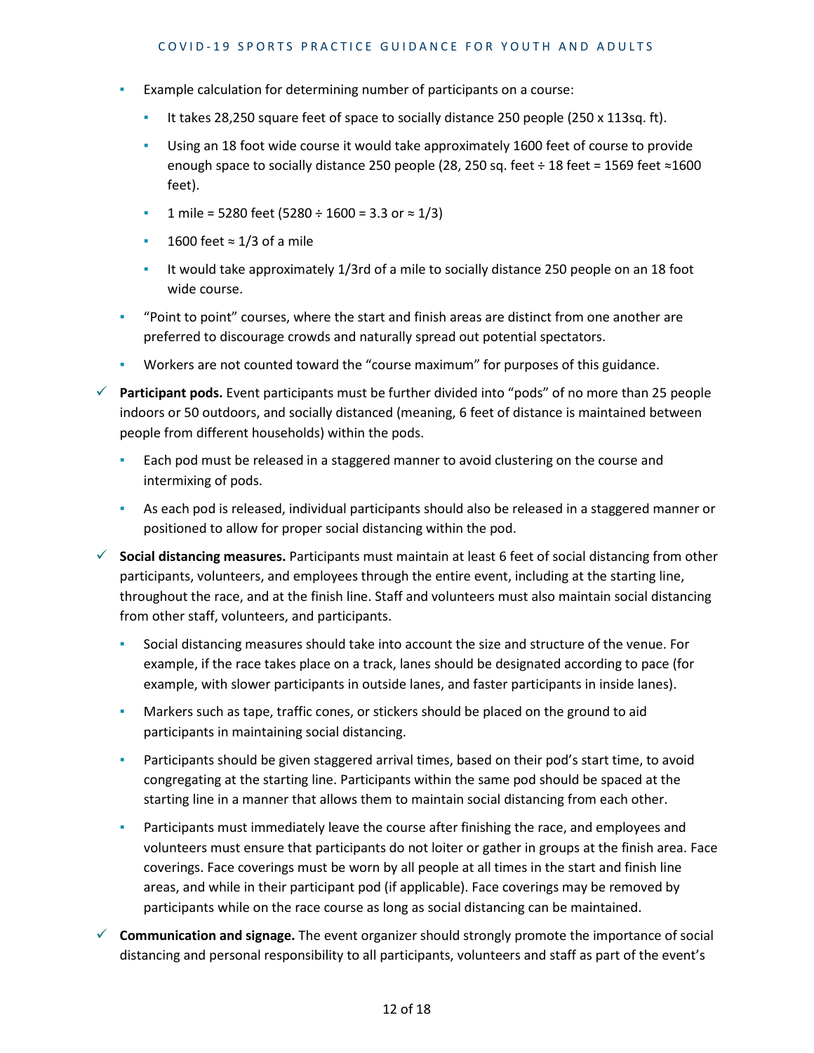- Example calculation for determining number of participants on a course:
  - It takes 28,250 square feet of space to socially distance 250 people (250 x 113sq. ft).
  - Using an 18 foot wide course it would take approximately 1600 feet of course to provide enough space to socially distance 250 people (28, 250 sq. feet ÷ 18 feet = 1569 feet ≈1600 feet).
  - 1 mile = 5280 feet (5280 ÷ 1600 = 3.3 or ≈ 1/3)
  - 1600 feet ≈ 1/3 of a mile
  - It would take approximately 1/3rd of a mile to socially distance 250 people on an 18 foot wide course.
- "Point to point" courses, where the start and finish areas are distinct from one another are preferred to discourage crowds and naturally spread out potential spectators.
- Workers are not counted toward the "course maximum" for purposes of this guidance.

✓ **Participant pods.** Event participants must be further divided into "pods" of no more than 25 people indoors or 50 outdoors, and socially distanced (meaning, 6 feet of distance is maintained between people from different households) within the pods.

- Each pod must be released in a staggered manner to avoid clustering on the course and intermixing of pods.
- As each pod is released, individual participants should also be released in a staggered manner or positioned to allow for proper social distancing within the pod.

✓ **Social distancing measures.** Participants must maintain at least 6 feet of social distancing from other participants, volunteers, and employees through the entire event, including at the starting line, throughout the race, and at the finish line. Staff and volunteers must also maintain social distancing from other staff, volunteers, and participants.

- Social distancing measures should take into account the size and structure of the venue. For example, if the race takes place on a track, lanes should be designated according to pace (for example, with slower participants in outside lanes, and faster participants in inside lanes).
- Markers such as tape, traffic cones, or stickers should be placed on the ground to aid participants in maintaining social distancing.
- Participants should be given staggered arrival times, based on their pod's start time, to avoid congregating at the starting line. Participants within the same pod should be spaced at the starting line in a manner that allows them to maintain social distancing from each other.
- Participants must immediately leave the course after finishing the race, and employees and volunteers must ensure that participants do not loiter or gather in groups at the finish area. Face coverings. Face coverings must be worn by all people at all times in the start and finish line areas, and while in their participant pod (if applicable). Face coverings may be removed by participants while on the race course as long as social distancing can be maintained.

✓ **Communication and signage.** The event organizer should strongly promote the importance of social distancing and personal responsibility to all participants, volunteers and staff as part of the event's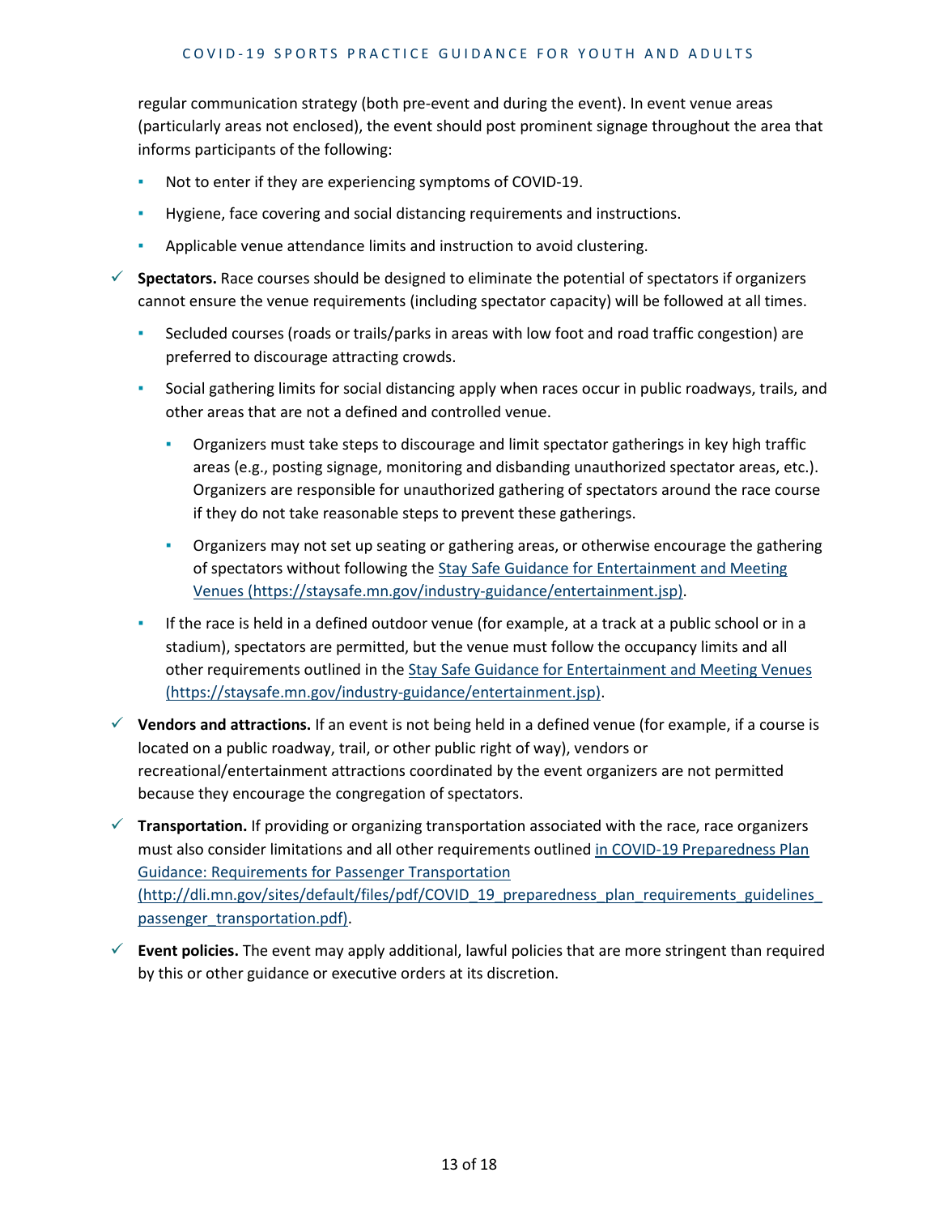regular communication strategy (both pre-event and during the event). In event venue areas (particularly areas not enclosed), the event should post prominent signage throughout the area that informs participants of the following:

- Not to enter if they are experiencing symptoms of COVID-19.
- Hygiene, face covering and social distancing requirements and instructions.
- Applicable venue attendance limits and instruction to avoid clustering.

✓ **Spectators.** Race courses should be designed to eliminate the potential of spectators if organizers cannot ensure the venue requirements (including spectator capacity) will be followed at all times.

- Secluded courses (roads or trails/parks in areas with low foot and road traffic congestion) are preferred to discourage attracting crowds.
- Social gathering limits for social distancing apply when races occur in public roadways, trails, and other areas that are not a defined and controlled venue.
  - Organizers must take steps to discourage and limit spectator gatherings in key high traffic areas (e.g., posting signage, monitoring and disbanding unauthorized spectator areas, etc.). Organizers are responsible for unauthorized gathering of spectators around the race course if they do not take reasonable steps to prevent these gatherings.
  - Organizers may not set up seating or gathering areas, or otherwise encourage the gathering of spectators without following the [Stay Safe Guidance for Entertainment and Meeting Venues (https://staysafe.mn.gov/industry-guidance/entertainment.jsp)](https://staysafe.mn.gov/industry-guidance/entertainment.jsp).
- If the race is held in a defined outdoor venue (for example, at a track at a public school or in a stadium), spectators are permitted, but the venue must follow the occupancy limits and all other requirements outlined in the [Stay Safe Guidance for Entertainment and Meeting Venues (https://staysafe.mn.gov/industry-guidance/entertainment.jsp)](https://staysafe.mn.gov/industry-guidance/entertainment.jsp).

✓ **Vendors and attractions.** If an event is not being held in a defined venue (for example, if a course is located on a public roadway, trail, or other public right of way), vendors or recreational/entertainment attractions coordinated by the event organizers are not permitted because they encourage the congregation of spectators.

✓ **Transportation.** If providing or organizing transportation associated with the race, race organizers must also consider limitations and all other requirements outlined [in COVID-19 Preparedness Plan Guidance: Requirements for Passenger Transportation (http://dli.mn.gov/sites/default/files/pdf/COVID_19_preparedness_plan_requirements_guidelines_passenger_transportation.pdf)](http://dli.mn.gov/sites/default/files/pdf/COVID_19_preparedness_plan_requirements_guidelines_passenger_transportation.pdf).

✓ **Event policies.** The event may apply additional, lawful policies that are more stringent than required by this or other guidance or executive orders at its discretion.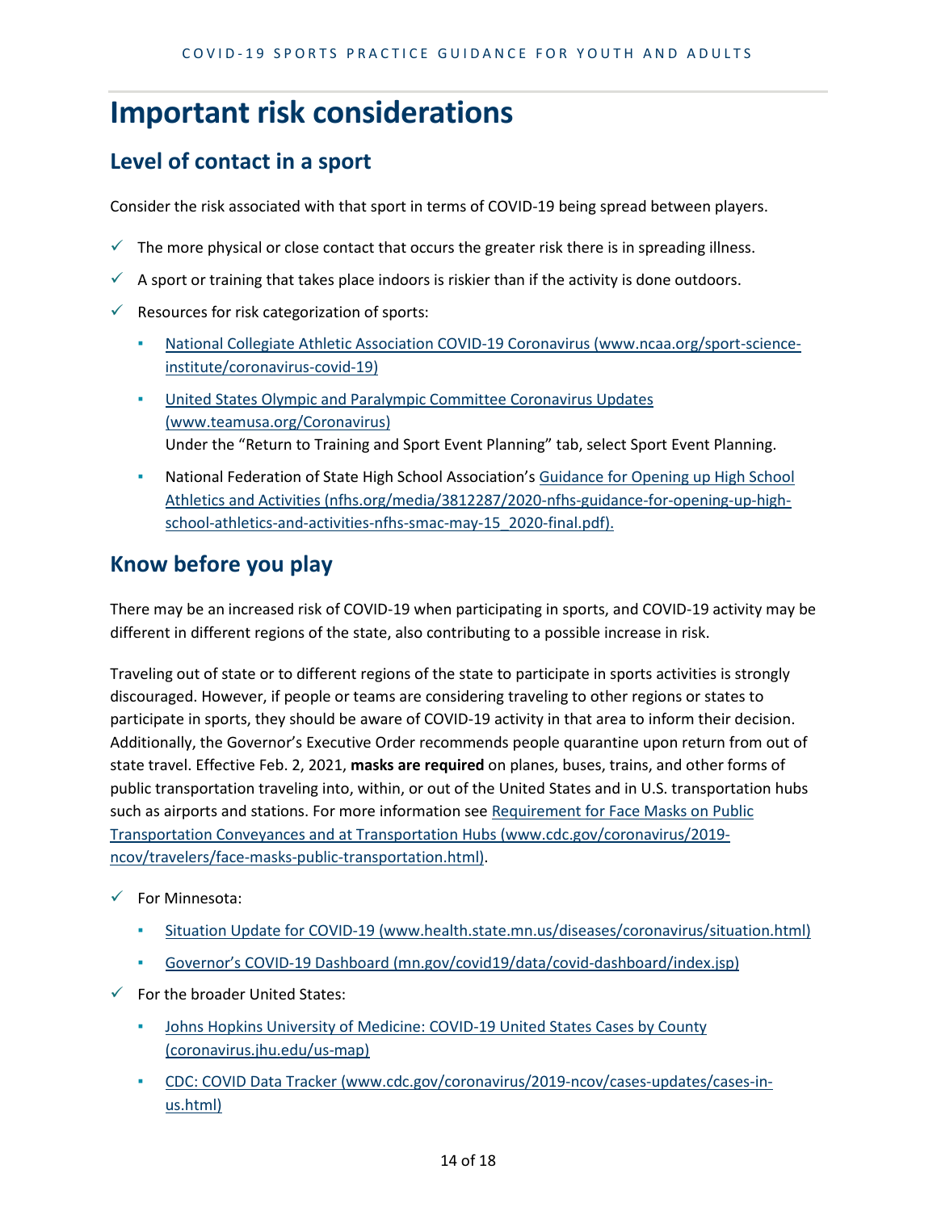# Important risk considerations

## Level of contact in a sport

Consider the risk associated with that sport in terms of COVID-19 being spread between players.

- ✓ The more physical or close contact that occurs the greater risk there is in spreading illness.
- ✓ A sport or training that takes place indoors is riskier than if the activity is done outdoors.
- ✓ Resources for risk categorization of sports:
  - National Collegiate Athletic Association COVID-19 Coronavirus (www.ncaa.org/sport-science-institute/coronavirus-covid-19)
  - United States Olympic and Paralympic Committee Coronavirus Updates (www.teamusa.org/Coronavirus)
    Under the "Return to Training and Sport Event Planning" tab, select Sport Event Planning.
  - National Federation of State High School Association's Guidance for Opening up High School Athletics and Activities (nfhs.org/media/3812287/2020-nfhs-guidance-for-opening-up-high-school-athletics-and-activities-nfhs-smac-may-15_2020-final.pdf).

## Know before you play

There may be an increased risk of COVID-19 when participating in sports, and COVID-19 activity may be different in different regions of the state, also contributing to a possible increase in risk.

Traveling out of state or to different regions of the state to participate in sports activities is strongly discouraged. However, if people or teams are considering traveling to other regions or states to participate in sports, they should be aware of COVID-19 activity in that area to inform their decision. Additionally, the Governor's Executive Order recommends people quarantine upon return from out of state travel. Effective Feb. 2, 2021, **masks are required** on planes, buses, trains, and other forms of public transportation traveling into, within, or out of the United States and in U.S. transportation hubs such as airports and stations. For more information see Requirement for Face Masks on Public Transportation Conveyances and at Transportation Hubs (www.cdc.gov/coronavirus/2019-ncov/travelers/face-masks-public-transportation.html).

- ✓ For Minnesota:
  - Situation Update for COVID-19 (www.health.state.mn.us/diseases/coronavirus/situation.html)
  - Governor's COVID-19 Dashboard (mn.gov/covid19/data/covid-dashboard/index.jsp)
- ✓ For the broader United States:
  - Johns Hopkins University of Medicine: COVID-19 United States Cases by County (coronavirus.jhu.edu/us-map)
  - CDC: COVID Data Tracker (www.cdc.gov/coronavirus/2019-ncov/cases-updates/cases-in-us.html)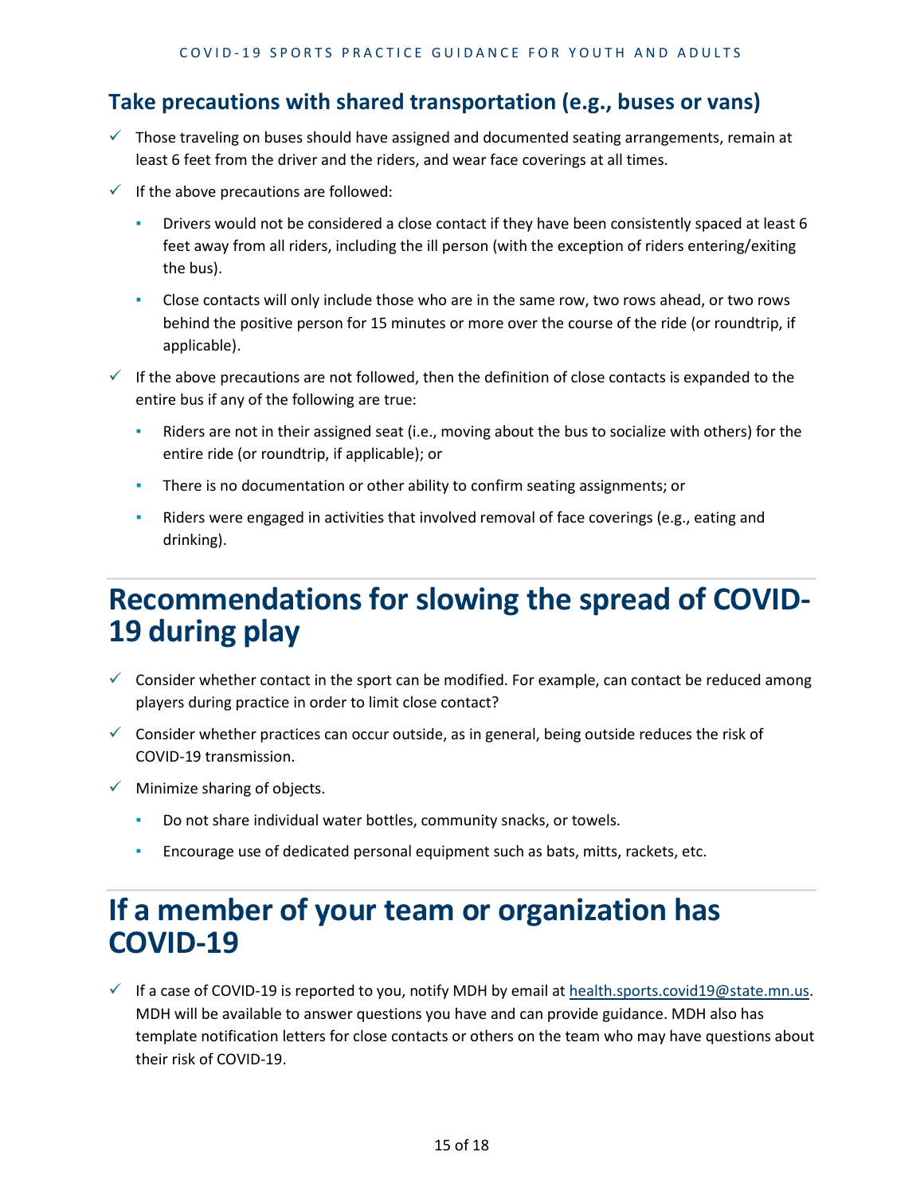## Take precautions with shared transportation (e.g., buses or vans)

- Those traveling on buses should have assigned and documented seating arrangements, remain at least 6 feet from the driver and the riders, and wear face coverings at all times.
- If the above precautions are followed:
  - Drivers would not be considered a close contact if they have been consistently spaced at least 6 feet away from all riders, including the ill person (with the exception of riders entering/exiting the bus).
  - Close contacts will only include those who are in the same row, two rows ahead, or two rows behind the positive person for 15 minutes or more over the course of the ride (or roundtrip, if applicable).
- If the above precautions are not followed, then the definition of close contacts is expanded to the entire bus if any of the following are true:
  - Riders are not in their assigned seat (i.e., moving about the bus to socialize with others) for the entire ride (or roundtrip, if applicable); or
  - There is no documentation or other ability to confirm seating assignments; or
  - Riders were engaged in activities that involved removal of face coverings (e.g., eating and drinking).

# Recommendations for slowing the spread of COVID-19 during play

- Consider whether contact in the sport can be modified. For example, can contact be reduced among players during practice in order to limit close contact?
- Consider whether practices can occur outside, as in general, being outside reduces the risk of COVID-19 transmission.
- Minimize sharing of objects.
  - Do not share individual water bottles, community snacks, or towels.
  - Encourage use of dedicated personal equipment such as bats, mitts, rackets, etc.

# If a member of your team or organization has COVID-19

- If a case of COVID-19 is reported to you, notify MDH by email at [health.sports.covid19@state.mn.us](mailto:health.sports.covid19@state.mn.us). MDH will be available to answer questions you have and can provide guidance. MDH also has template notification letters for close contacts or others on the team who may have questions about their risk of COVID-19.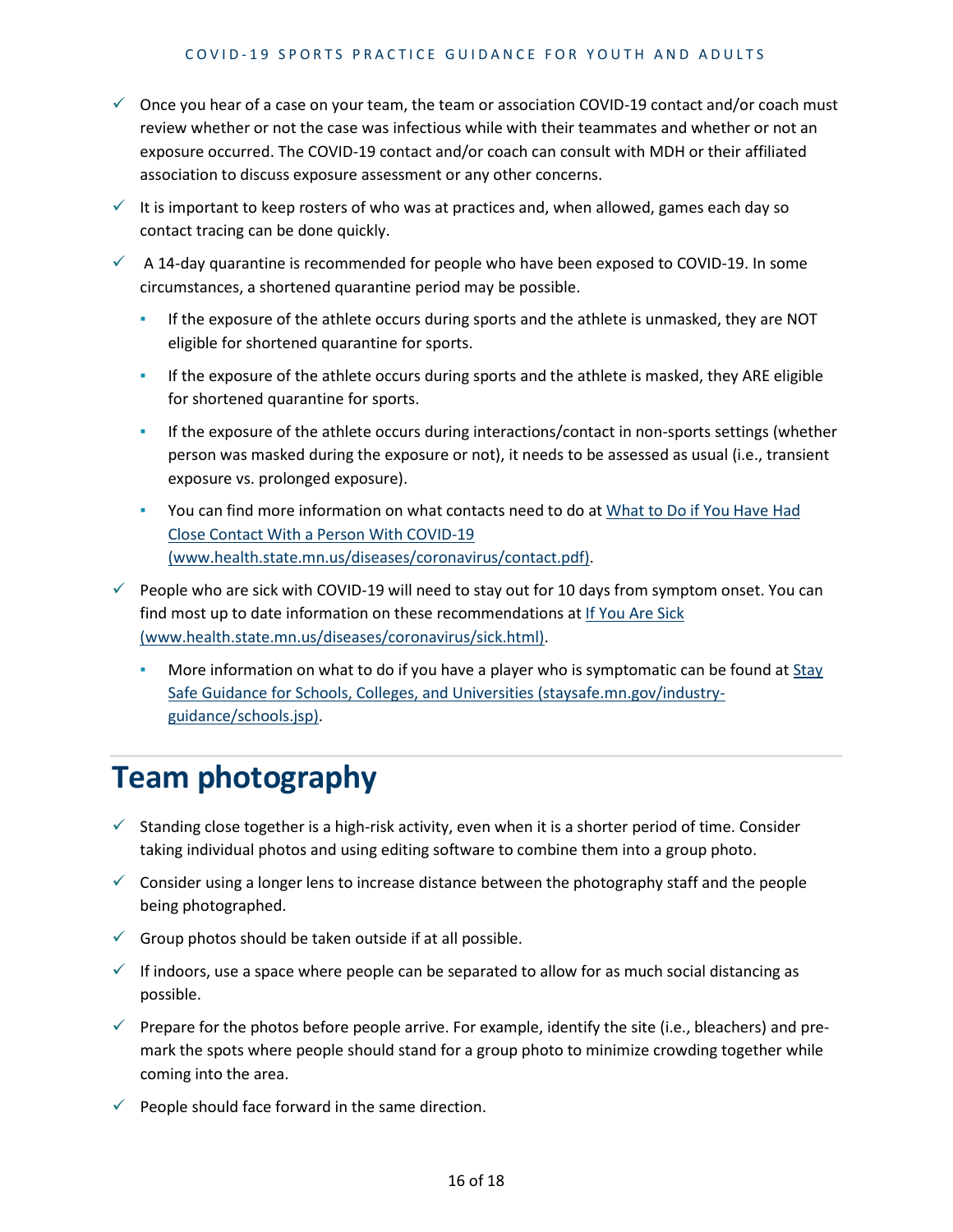- ✓ Once you hear of a case on your team, the team or association COVID-19 contact and/or coach must review whether or not the case was infectious while with their teammates and whether or not an exposure occurred. The COVID-19 contact and/or coach can consult with MDH or their affiliated association to discuss exposure assessment or any other concerns.
- ✓ It is important to keep rosters of who was at practices and, when allowed, games each day so contact tracing can be done quickly.
- ✓ A 14-day quarantine is recommended for people who have been exposed to COVID-19. In some circumstances, a shortened quarantine period may be possible.
  - If the exposure of the athlete occurs during sports and the athlete is unmasked, they are NOT eligible for shortened quarantine for sports.
  - If the exposure of the athlete occurs during sports and the athlete is masked, they ARE eligible for shortened quarantine for sports.
  - If the exposure of the athlete occurs during interactions/contact in non-sports settings (whether person was masked during the exposure or not), it needs to be assessed as usual (i.e., transient exposure vs. prolonged exposure).
  - You can find more information on what contacts need to do at [What to Do if You Have Had Close Contact With a Person With COVID-19 (www.health.state.mn.us/diseases/coronavirus/contact.pdf)](www.health.state.mn.us/diseases/coronavirus/contact.pdf).
- ✓ People who are sick with COVID-19 will need to stay out for 10 days from symptom onset. You can find most up to date information on these recommendations at [If You Are Sick (www.health.state.mn.us/diseases/coronavirus/sick.html)](www.health.state.mn.us/diseases/coronavirus/sick.html).
  - More information on what to do if you have a player who is symptomatic can be found at [Stay Safe Guidance for Schools, Colleges, and Universities (staysafe.mn.gov/industry-guidance/schools.jsp)](staysafe.mn.gov/industry-guidance/schools.jsp).

# Team photography

- ✓ Standing close together is a high-risk activity, even when it is a shorter period of time. Consider taking individual photos and using editing software to combine them into a group photo.
- ✓ Consider using a longer lens to increase distance between the photography staff and the people being photographed.
- ✓ Group photos should be taken outside if at all possible.
- ✓ If indoors, use a space where people can be separated to allow for as much social distancing as possible.
- ✓ Prepare for the photos before people arrive. For example, identify the site (i.e., bleachers) and pre-mark the spots where people should stand for a group photo to minimize crowding together while coming into the area.
- ✓ People should face forward in the same direction.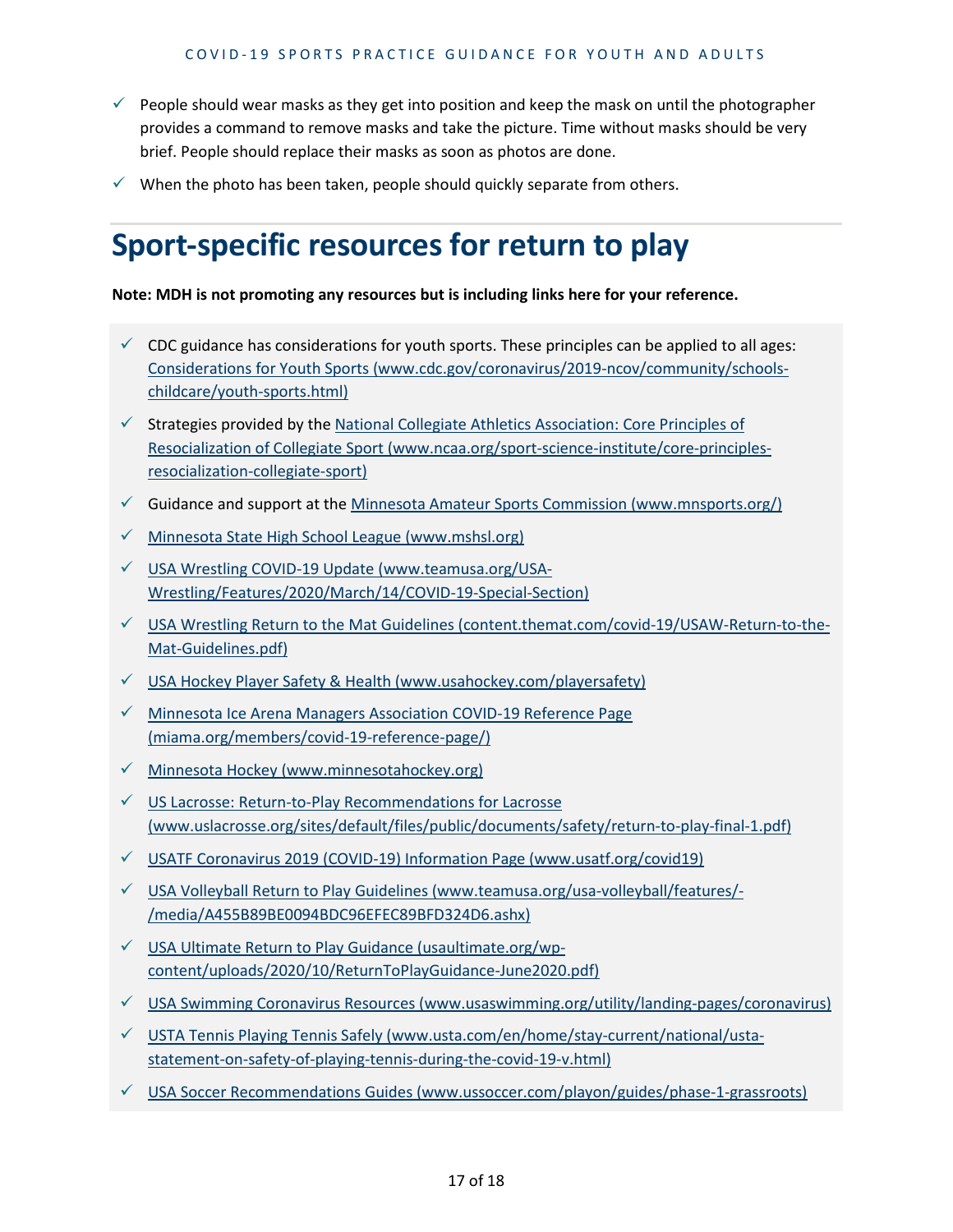- ✓ People should wear masks as they get into position and keep the mask on until the photographer provides a command to remove masks and take the picture. Time without masks should be very brief. People should replace their masks as soon as photos are done.
- ✓ When the photo has been taken, people should quickly separate from others.

# Sport-specific resources for return to play

**Note: MDH is not promoting any resources but is including links here for your reference.**

- ✓ CDC guidance has considerations for youth sports. These principles can be applied to all ages: Considerations for Youth Sports (www.cdc.gov/coronavirus/2019-ncov/community/schools-childcare/youth-sports.html)
- ✓ Strategies provided by the National Collegiate Athletics Association: Core Principles of Resocialization of Collegiate Sport (www.ncaa.org/sport-science-institute/core-principles-resocialization-collegiate-sport)
- ✓ Guidance and support at the Minnesota Amateur Sports Commission (www.mnsports.org/)
- ✓ Minnesota State High School League (www.mshsl.org)
- ✓ USA Wrestling COVID-19 Update (www.teamusa.org/USA-Wrestling/Features/2020/March/14/COVID-19-Special-Section)
- ✓ USA Wrestling Return to the Mat Guidelines (content.themat.com/covid-19/USAW-Return-to-the-Mat-Guidelines.pdf)
- ✓ USA Hockey Player Safety & Health (www.usahockey.com/playersafety)
- ✓ Minnesota Ice Arena Managers Association COVID-19 Reference Page (miama.org/members/covid-19-reference-page/)
- ✓ Minnesota Hockey (www.minnesotahockey.org)
- ✓ US Lacrosse: Return-to-Play Recommendations for Lacrosse (www.uslacrosse.org/sites/default/files/public/documents/safety/return-to-play-final-1.pdf)
- ✓ USATF Coronavirus 2019 (COVID-19) Information Page (www.usatf.org/covid19)
- ✓ USA Volleyball Return to Play Guidelines (www.teamusa.org/usa-volleyball/features/-/media/A455B89BE0094BDC96EFEC89BFD324D6.ashx)
- ✓ USA Ultimate Return to Play Guidance (usaultimate.org/wp-content/uploads/2020/10/ReturnToPlayGuidance-June2020.pdf)
- ✓ USA Swimming Coronavirus Resources (www.usaswimming.org/utility/landing-pages/coronavirus)
- ✓ USTA Tennis Playing Tennis Safely (www.usta.com/en/home/stay-current/national/usta-statement-on-safety-of-playing-tennis-during-the-covid-19-v.html)
- ✓ USA Soccer Recommendations Guides (www.ussoccer.com/playon/guides/phase-1-grassroots)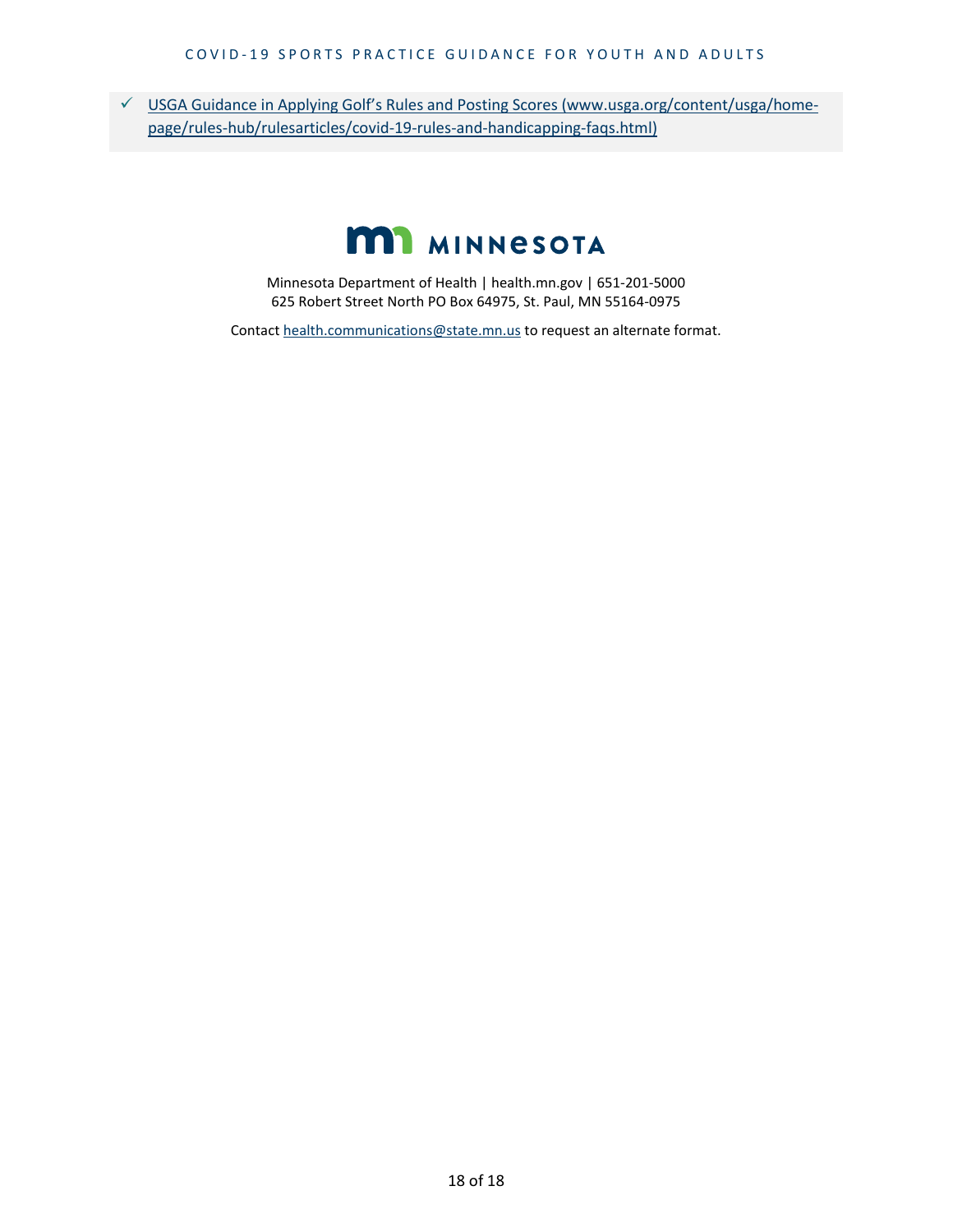- ✓ [USGA Guidance in Applying Golf's Rules and Posting Scores (www.usga.org/content/usga/home-page/rules-hub/rulesarticles/covid-19-rules-and-handicapping-faqs.html)](www.usga.org/content/usga/home-page/rules-hub/rulesarticles/covid-19-rules-and-handicapping-faqs.html)

MINNESOTA

Minnesota Department of Health | health.mn.gov | 651-201-5000
625 Robert Street North PO Box 64975, St. Paul, MN 55164-0975

Contact health.communications@state.mn.us to request an alternate format.